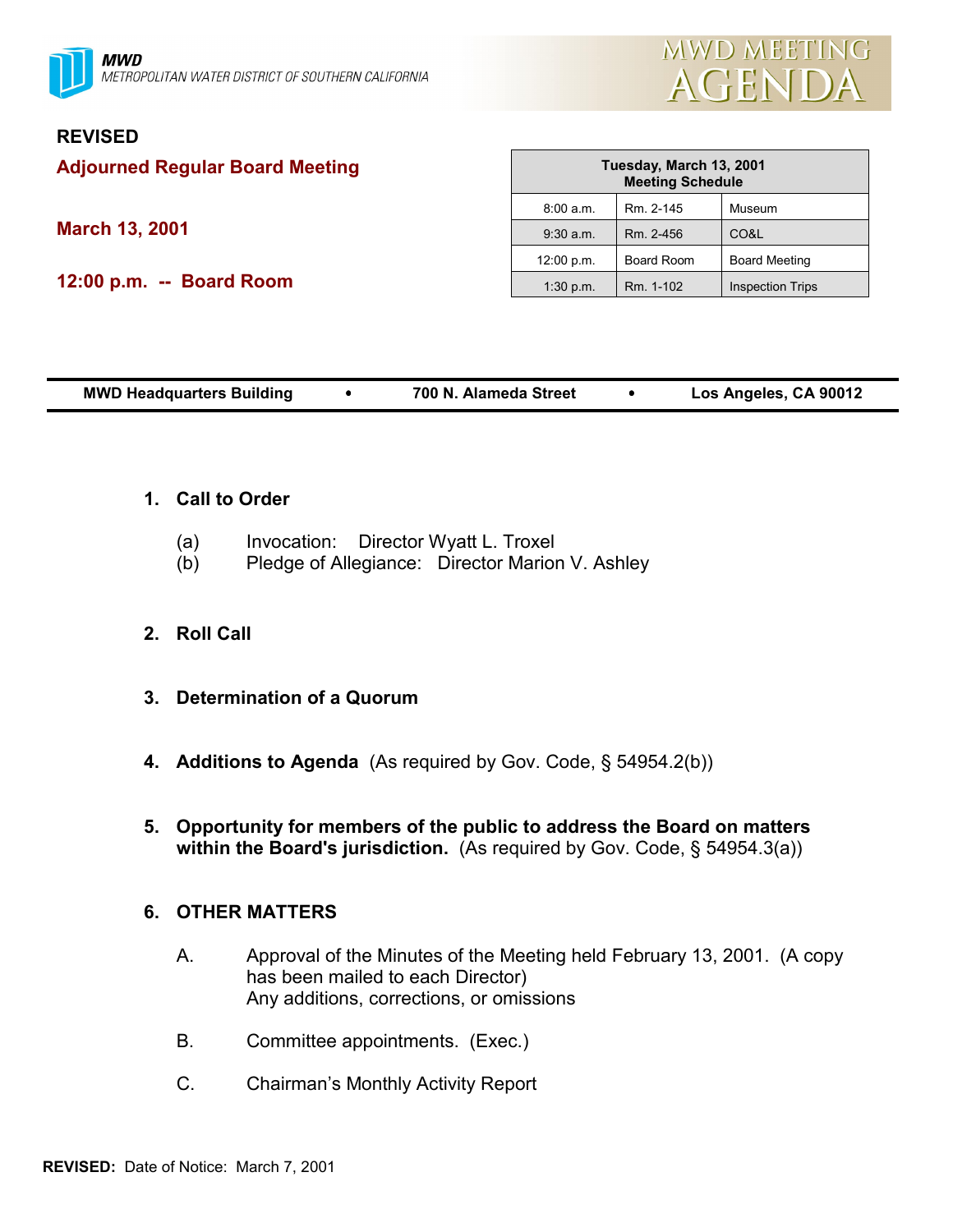**MWD**
*METROPOLITAN WATER DISTRICT OF SOUTHERN CALIFORNIA*

# MWD MEETING AGENDA

**REVISED**

## Adjourned Regular Board Meeting

**March 13, 2001**

**12:00 p.m. -- Board Room**

| Tuesday, March 13, 2001 Meeting Schedule | | |
|---|---|---|
| 8:00 a.m. | Rm. 2-145 | Museum |
| 9:30 a.m. | Rm. 2-456 | CO&L |
| 12:00 p.m. | Board Room | Board Meeting |
| 1:30 p.m. | Rm. 1-102 | Inspection Trips |

**MWD Headquarters Building • 700 N. Alameda Street • Los Angeles, CA 90012**

1. **Call to Order**

   (a) Invocation: Director Wyatt L. Troxel
   (b) Pledge of Allegiance: Director Marion V. Ashley

2. **Roll Call**

3. **Determination of a Quorum**

4. **Additions to Agenda** (As required by Gov. Code, § 54954.2(b))

5. **Opportunity for members of the public to address the Board on matters within the Board's jurisdiction.** (As required by Gov. Code, § 54954.3(a))

6. **OTHER MATTERS**

   A. Approval of the Minutes of the Meeting held February 13, 2001. (A copy has been mailed to each Director)
   Any additions, corrections, or omissions

   B. Committee appointments. (Exec.)

   C. Chairman's Monthly Activity Report

**REVISED:** Date of Notice: March 7, 2001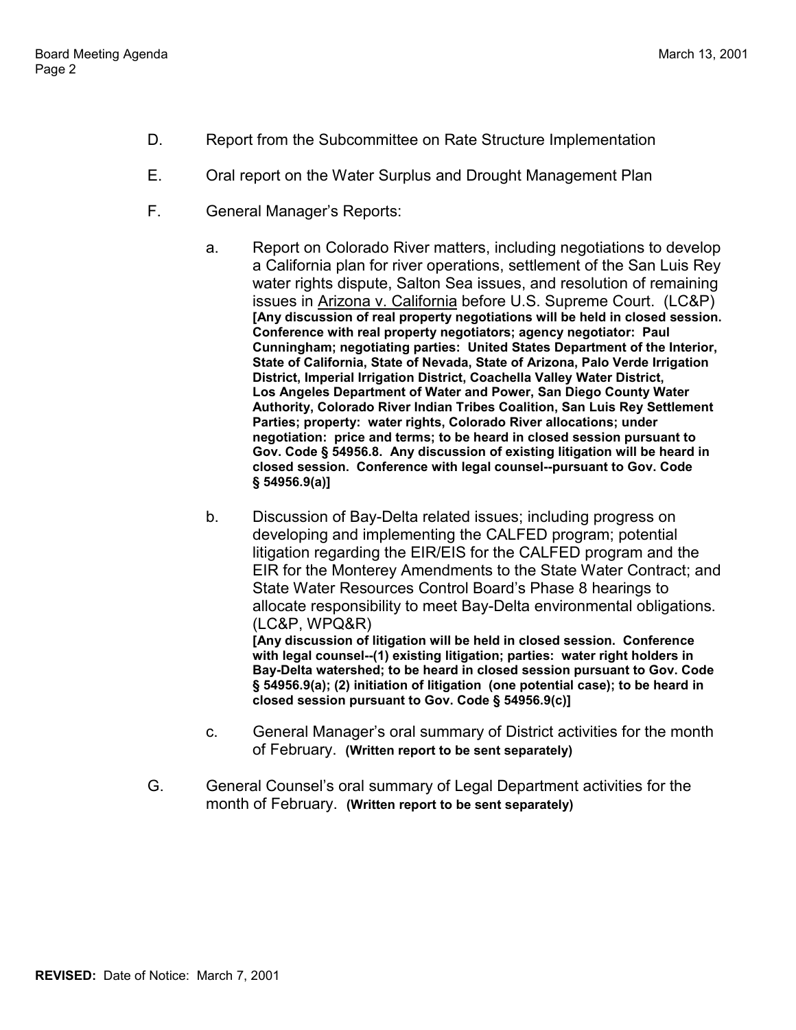D. Report from the Subcommittee on Rate Structure Implementation

E. Oral report on the Water Surplus and Drought Management Plan

F. General Manager's Reports:

   a. Report on Colorado River matters, including negotiations to develop a California plan for river operations, settlement of the San Luis Rey water rights dispute, Salton Sea issues, and resolution of remaining issues in Arizona v. California before U.S. Supreme Court. (LC&P) **[Any discussion of real property negotiations will be held in closed session. Conference with real property negotiators; agency negotiator: Paul Cunningham; negotiating parties: United States Department of the Interior, State of California, State of Nevada, State of Arizona, Palo Verde Irrigation District, Imperial Irrigation District, Coachella Valley Water District, Los Angeles Department of Water and Power, San Diego County Water Authority, Colorado River Indian Tribes Coalition, San Luis Rey Settlement Parties; property: water rights, Colorado River allocations; under negotiation: price and terms; to be heard in closed session pursuant to Gov. Code § 54956.8. Any discussion of existing litigation will be heard in closed session. Conference with legal counsel--pursuant to Gov. Code § 54956.9(a)]**

   b. Discussion of Bay-Delta related issues; including progress on developing and implementing the CALFED program; potential litigation regarding the EIR/EIS for the CALFED program and the EIR for the Monterey Amendments to the State Water Contract; and State Water Resources Control Board's Phase 8 hearings to allocate responsibility to meet Bay-Delta environmental obligations. (LC&P, WPQ&R) **[Any discussion of litigation will be held in closed session. Conference with legal counsel--(1) existing litigation; parties: water right holders in Bay-Delta watershed; to be heard in closed session pursuant to Gov. Code § 54956.9(a); (2) initiation of litigation (one potential case); to be heard in closed session pursuant to Gov. Code § 54956.9(c)]**

   c. General Manager's oral summary of District activities for the month of February. **(Written report to be sent separately)**

G. General Counsel's oral summary of Legal Department activities for the month of February. **(Written report to be sent separately)**

**REVISED:** Date of Notice: March 7, 2001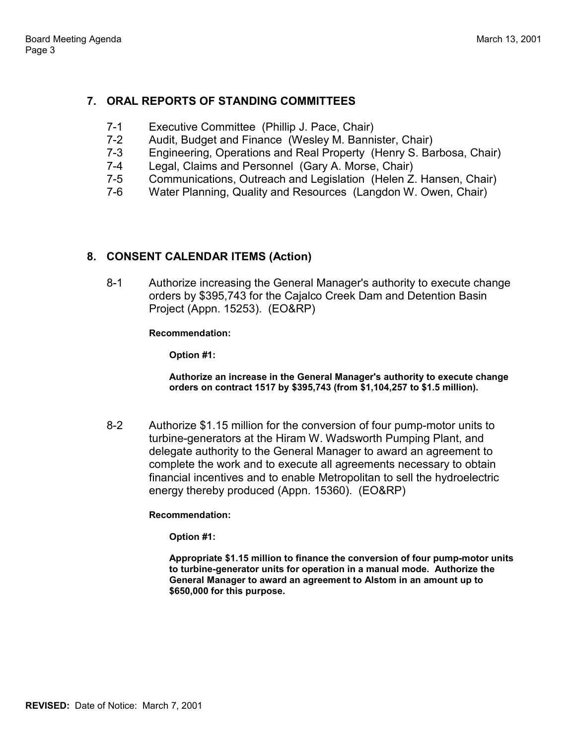## 7. ORAL REPORTS OF STANDING COMMITTEES

- 7-1 Executive Committee (Phillip J. Pace, Chair)
- 7-2 Audit, Budget and Finance (Wesley M. Bannister, Chair)
- 7-3 Engineering, Operations and Real Property (Henry S. Barbosa, Chair)
- 7-4 Legal, Claims and Personnel (Gary A. Morse, Chair)
- 7-5 Communications, Outreach and Legislation (Helen Z. Hansen, Chair)
- 7-6 Water Planning, Quality and Resources (Langdon W. Owen, Chair)

## 8. CONSENT CALENDAR ITEMS (Action)

8-1 Authorize increasing the General Manager's authority to execute change orders by $395,743 for the Cajalco Creek Dam and Detention Basin Project (Appn. 15253). (EO&RP)

**Recommendation:**

**Option #1:**

**Authorize an increase in the General Manager's authority to execute change orders on contract 1517 by $395,743 (from $1,104,257 to $1.5 million).**

8-2 Authorize $1.15 million for the conversion of four pump-motor units to turbine-generators at the Hiram W. Wadsworth Pumping Plant, and delegate authority to the General Manager to award an agreement to complete the work and to execute all agreements necessary to obtain financial incentives and to enable Metropolitan to sell the hydroelectric energy thereby produced (Appn. 15360). (EO&RP)

**Recommendation:**

**Option #1:**

**Appropriate $1.15 million to finance the conversion of four pump-motor units to turbine-generator units for operation in a manual mode. Authorize the General Manager to award an agreement to Alstom in an amount up to $650,000 for this purpose.**

**REVISED:** Date of Notice: March 7, 2001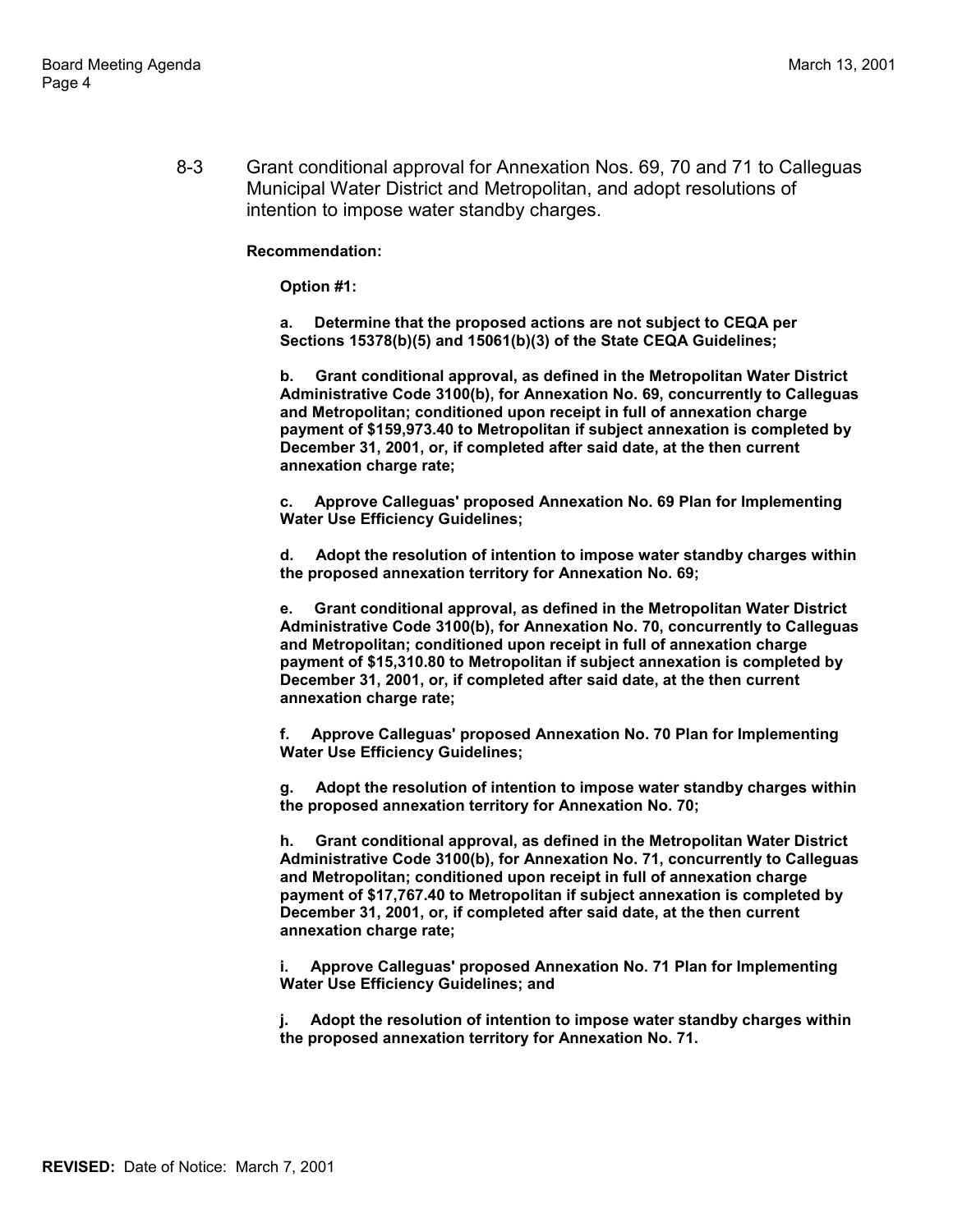8-3 Grant conditional approval for Annexation Nos. 69, 70 and 71 to Calleguas Municipal Water District and Metropolitan, and adopt resolutions of intention to impose water standby charges.

**Recommendation:**

**Option #1:**

**a. Determine that the proposed actions are not subject to CEQA per Sections 15378(b)(5) and 15061(b)(3) of the State CEQA Guidelines;**

**b. Grant conditional approval, as defined in the Metropolitan Water District Administrative Code 3100(b), for Annexation No. 69, concurrently to Calleguas and Metropolitan; conditioned upon receipt in full of annexation charge payment of $159,973.40 to Metropolitan if subject annexation is completed by December 31, 2001, or, if completed after said date, at the then current annexation charge rate;**

**c. Approve Calleguas' proposed Annexation No. 69 Plan for Implementing Water Use Efficiency Guidelines;**

**d. Adopt the resolution of intention to impose water standby charges within the proposed annexation territory for Annexation No. 69;**

**e. Grant conditional approval, as defined in the Metropolitan Water District Administrative Code 3100(b), for Annexation No. 70, concurrently to Calleguas and Metropolitan; conditioned upon receipt in full of annexation charge payment of $15,310.80 to Metropolitan if subject annexation is completed by December 31, 2001, or, if completed after said date, at the then current annexation charge rate;**

**f. Approve Calleguas' proposed Annexation No. 70 Plan for Implementing Water Use Efficiency Guidelines;**

**g. Adopt the resolution of intention to impose water standby charges within the proposed annexation territory for Annexation No. 70;**

**h. Grant conditional approval, as defined in the Metropolitan Water District Administrative Code 3100(b), for Annexation No. 71, concurrently to Calleguas and Metropolitan; conditioned upon receipt in full of annexation charge payment of $17,767.40 to Metropolitan if subject annexation is completed by December 31, 2001, or, if completed after said date, at the then current annexation charge rate;**

**i. Approve Calleguas' proposed Annexation No. 71 Plan for Implementing Water Use Efficiency Guidelines; and**

**j. Adopt the resolution of intention to impose water standby charges within the proposed annexation territory for Annexation No. 71.**

**REVISED:** Date of Notice: March 7, 2001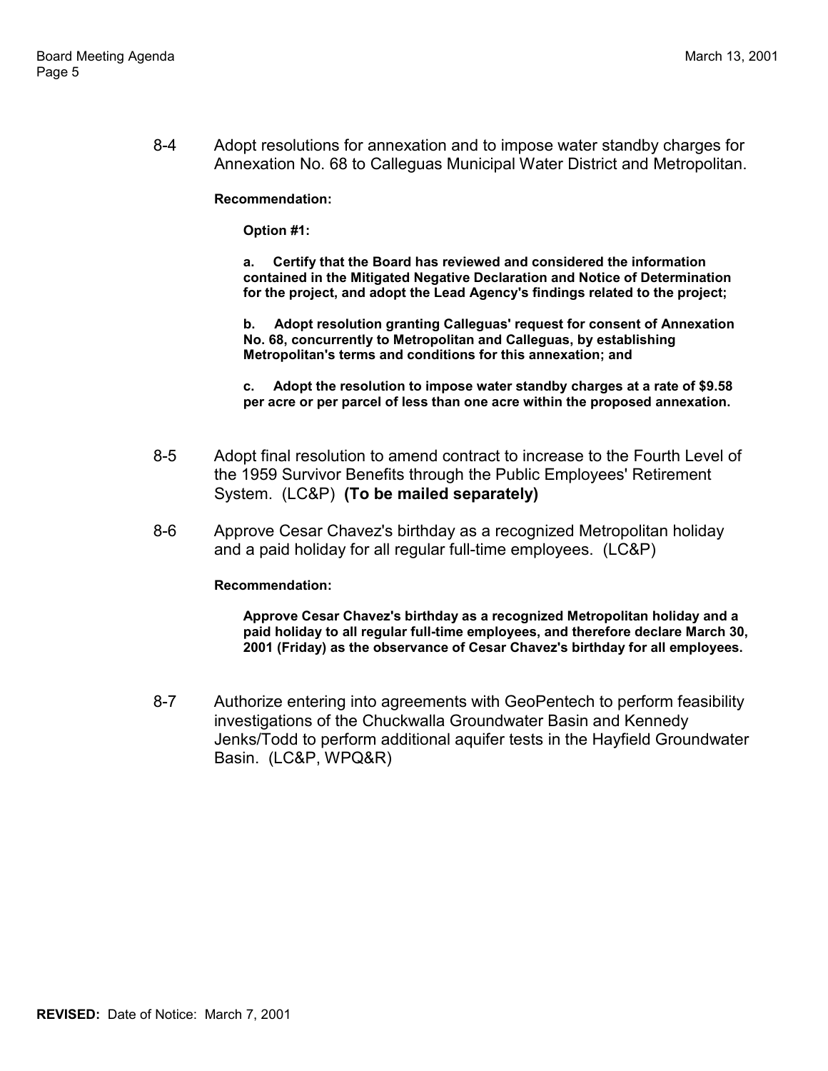8-4 Adopt resolutions for annexation and to impose water standby charges for Annexation No. 68 to Calleguas Municipal Water District and Metropolitan.

**Recommendation:**

**Option #1:**

**a. Certify that the Board has reviewed and considered the information contained in the Mitigated Negative Declaration and Notice of Determination for the project, and adopt the Lead Agency's findings related to the project;**

**b. Adopt resolution granting Calleguas' request for consent of Annexation No. 68, concurrently to Metropolitan and Calleguas, by establishing Metropolitan's terms and conditions for this annexation; and**

**c. Adopt the resolution to impose water standby charges at a rate of $9.58 per acre or per parcel of less than one acre within the proposed annexation.**

8-5 Adopt final resolution to amend contract to increase to the Fourth Level of the 1959 Survivor Benefits through the Public Employees' Retirement System. (LC&P) **(To be mailed separately)**

8-6 Approve Cesar Chavez's birthday as a recognized Metropolitan holiday and a paid holiday for all regular full-time employees. (LC&P)

**Recommendation:**

**Approve Cesar Chavez's birthday as a recognized Metropolitan holiday and a paid holiday to all regular full-time employees, and therefore declare March 30, 2001 (Friday) as the observance of Cesar Chavez's birthday for all employees.**

8-7 Authorize entering into agreements with GeoPentech to perform feasibility investigations of the Chuckwalla Groundwater Basin and Kennedy Jenks/Todd to perform additional aquifer tests in the Hayfield Groundwater Basin. (LC&P, WPQ&R)

**REVISED:** Date of Notice: March 7, 2001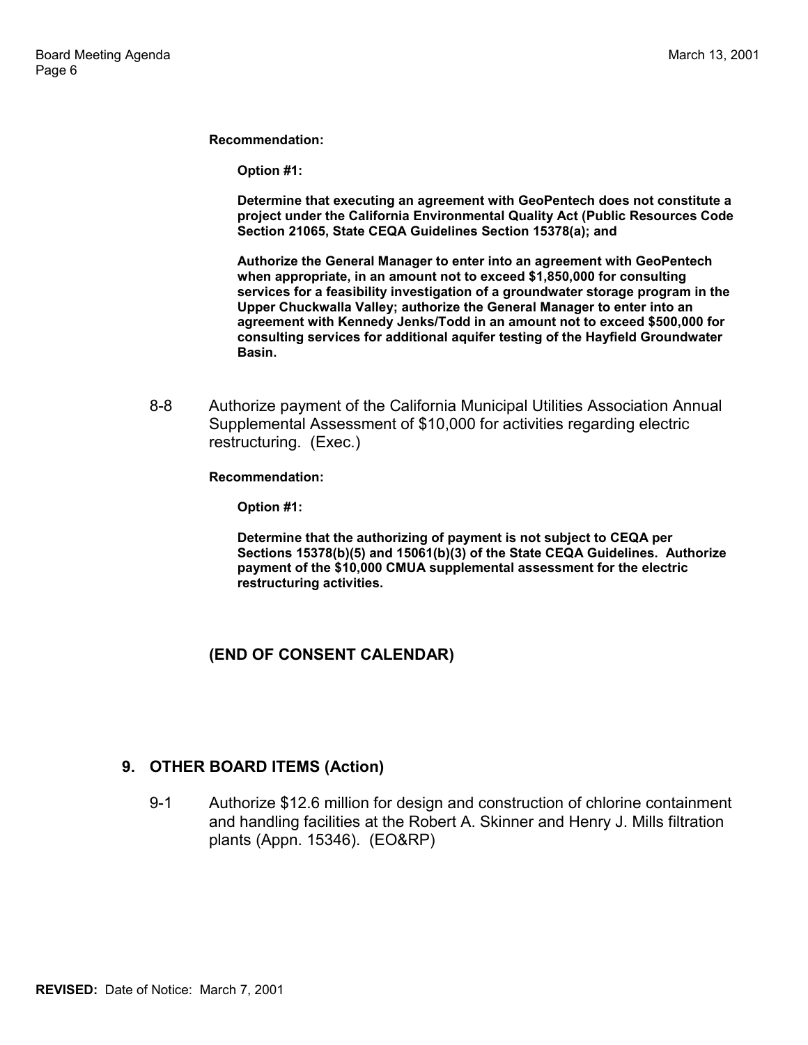**Recommendation:**

**Option #1:**

**Determine that executing an agreement with GeoPentech does not constitute a project under the California Environmental Quality Act (Public Resources Code Section 21065, State CEQA Guidelines Section 15378(a); and**

**Authorize the General Manager to enter into an agreement with GeoPentech when appropriate, in an amount not to exceed $1,850,000 for consulting services for a feasibility investigation of a groundwater storage program in the Upper Chuckwalla Valley; authorize the General Manager to enter into an agreement with Kennedy Jenks/Todd in an amount not to exceed $500,000 for consulting services for additional aquifer testing of the Hayfield Groundwater Basin.**

8-8 Authorize payment of the California Municipal Utilities Association Annual Supplemental Assessment of $10,000 for activities regarding electric restructuring. (Exec.)

**Recommendation:**

**Option #1:**

**Determine that the authorizing of payment is not subject to CEQA per Sections 15378(b)(5) and 15061(b)(3) of the State CEQA Guidelines. Authorize payment of the $10,000 CMUA supplemental assessment for the electric restructuring activities.**

**(END OF CONSENT CALENDAR)**

## 9. OTHER BOARD ITEMS (Action)

9-1 Authorize $12.6 million for design and construction of chlorine containment and handling facilities at the Robert A. Skinner and Henry J. Mills filtration plants (Appn. 15346). (EO&RP)

**REVISED:** Date of Notice: March 7, 2001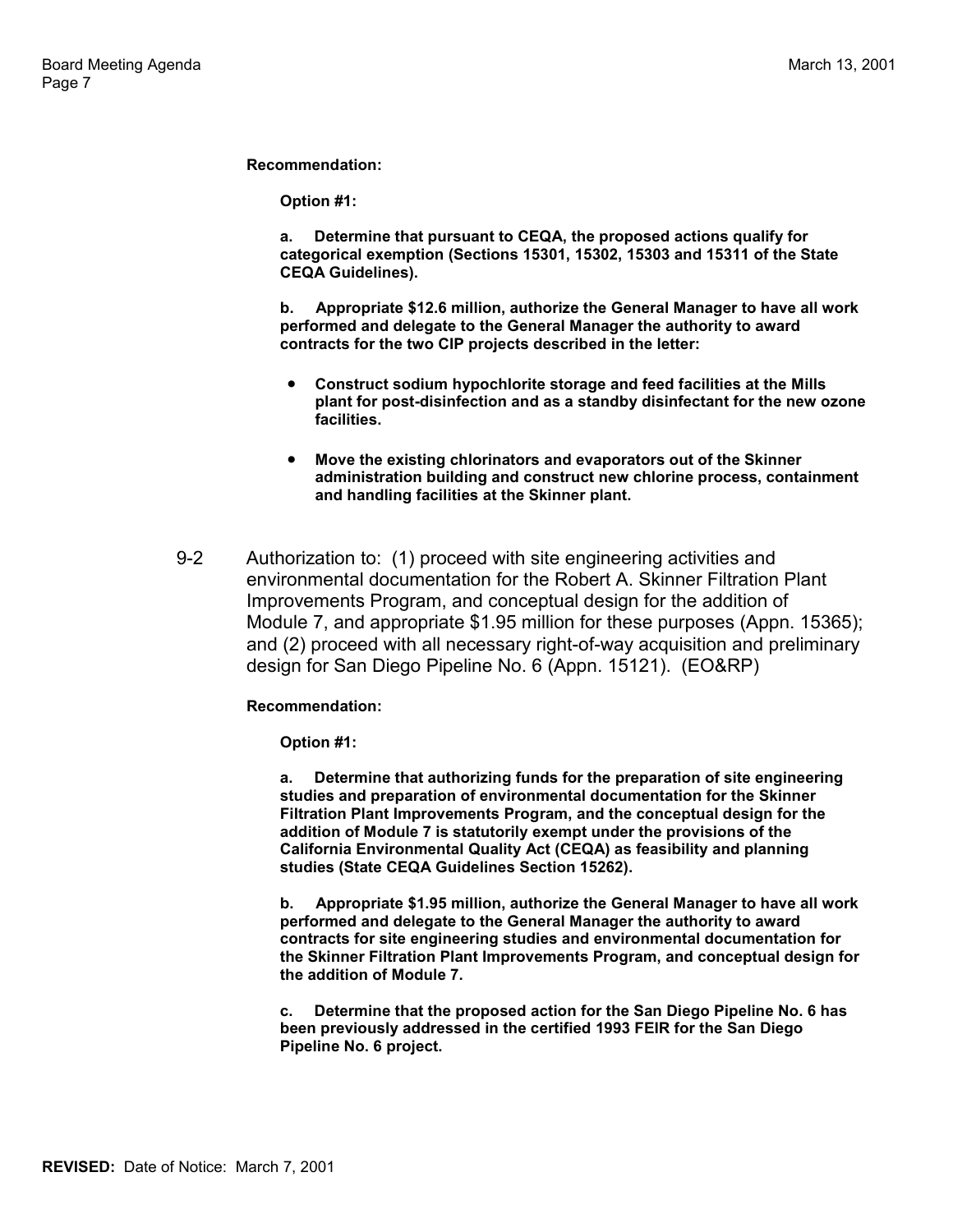**Recommendation:**

**Option #1:**

**a. Determine that pursuant to CEQA, the proposed actions qualify for categorical exemption (Sections 15301, 15302, 15303 and 15311 of the State CEQA Guidelines).**

**b. Appropriate $12.6 million, authorize the General Manager to have all work performed and delegate to the General Manager the authority to award contracts for the two CIP projects described in the letter:**

- **Construct sodium hypochlorite storage and feed facilities at the Mills plant for post-disinfection and as a standby disinfectant for the new ozone facilities.**
- **Move the existing chlorinators and evaporators out of the Skinner administration building and construct new chlorine process, containment and handling facilities at the Skinner plant.**

9-2 Authorization to: (1) proceed with site engineering activities and environmental documentation for the Robert A. Skinner Filtration Plant Improvements Program, and conceptual design for the addition of Module 7, and appropriate $1.95 million for these purposes (Appn. 15365); and (2) proceed with all necessary right-of-way acquisition and preliminary design for San Diego Pipeline No. 6 (Appn. 15121). (EO&RP)

**Recommendation:**

**Option #1:**

**a. Determine that authorizing funds for the preparation of site engineering studies and preparation of environmental documentation for the Skinner Filtration Plant Improvements Program, and the conceptual design for the addition of Module 7 is statutorily exempt under the provisions of the California Environmental Quality Act (CEQA) as feasibility and planning studies (State CEQA Guidelines Section 15262).**

**b. Appropriate $1.95 million, authorize the General Manager to have all work performed and delegate to the General Manager the authority to award contracts for site engineering studies and environmental documentation for the Skinner Filtration Plant Improvements Program, and conceptual design for the addition of Module 7.**

**c. Determine that the proposed action for the San Diego Pipeline No. 6 has been previously addressed in the certified 1993 FEIR for the San Diego Pipeline No. 6 project.**

**REVISED:** Date of Notice: March 7, 2001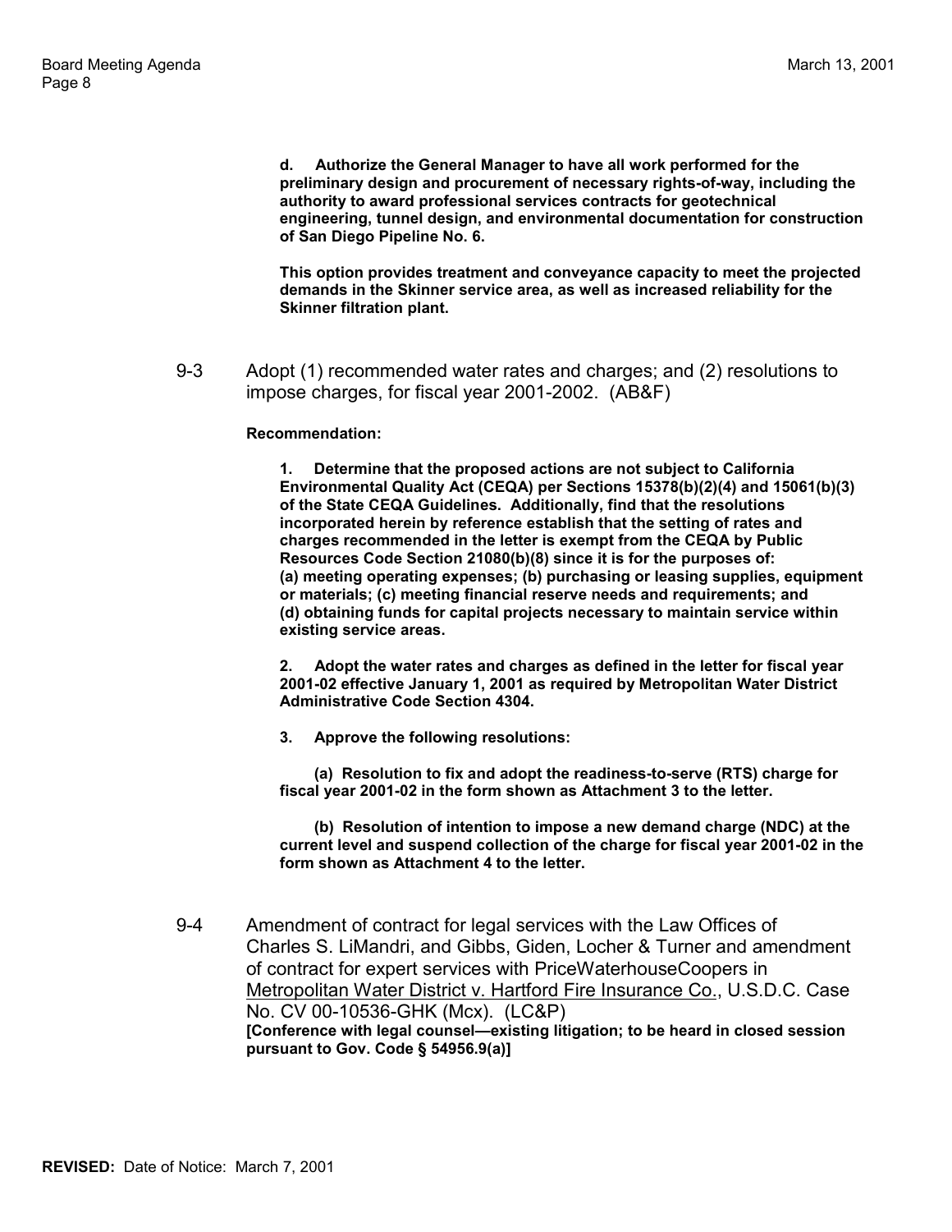**d. Authorize the General Manager to have all work performed for the preliminary design and procurement of necessary rights-of-way, including the authority to award professional services contracts for geotechnical engineering, tunnel design, and environmental documentation for construction of San Diego Pipeline No. 6.**

**This option provides treatment and conveyance capacity to meet the projected demands in the Skinner service area, as well as increased reliability for the Skinner filtration plant.**

9-3 Adopt (1) recommended water rates and charges; and (2) resolutions to impose charges, for fiscal year 2001-2002. (AB&F)

**Recommendation:**

**1. Determine that the proposed actions are not subject to California Environmental Quality Act (CEQA) per Sections 15378(b)(2)(4) and 15061(b)(3) of the State CEQA Guidelines. Additionally, find that the resolutions incorporated herein by reference establish that the setting of rates and charges recommended in the letter is exempt from the CEQA by Public Resources Code Section 21080(b)(8) since it is for the purposes of: (a) meeting operating expenses; (b) purchasing or leasing supplies, equipment or materials; (c) meeting financial reserve needs and requirements; and (d) obtaining funds for capital projects necessary to maintain service within existing service areas.**

**2. Adopt the water rates and charges as defined in the letter for fiscal year 2001-02 effective January 1, 2001 as required by Metropolitan Water District Administrative Code Section 4304.**

**3. Approve the following resolutions:**

**(a) Resolution to fix and adopt the readiness-to-serve (RTS) charge for fiscal year 2001-02 in the form shown as Attachment 3 to the letter.**

**(b) Resolution of intention to impose a new demand charge (NDC) at the current level and suspend collection of the charge for fiscal year 2001-02 in the form shown as Attachment 4 to the letter.**

9-4 Amendment of contract for legal services with the Law Offices of Charles S. LiMandri, and Gibbs, Giden, Locher & Turner and amendment of contract for expert services with PriceWaterhouseCoopers in Metropolitan Water District v. Hartford Fire Insurance Co., U.S.D.C. Case No. CV 00-10536-GHK (Mcx). (LC&P)
**[Conference with legal counsel—existing litigation; to be heard in closed session pursuant to Gov. Code § 54956.9(a)]**

**REVISED:** Date of Notice: March 7, 2001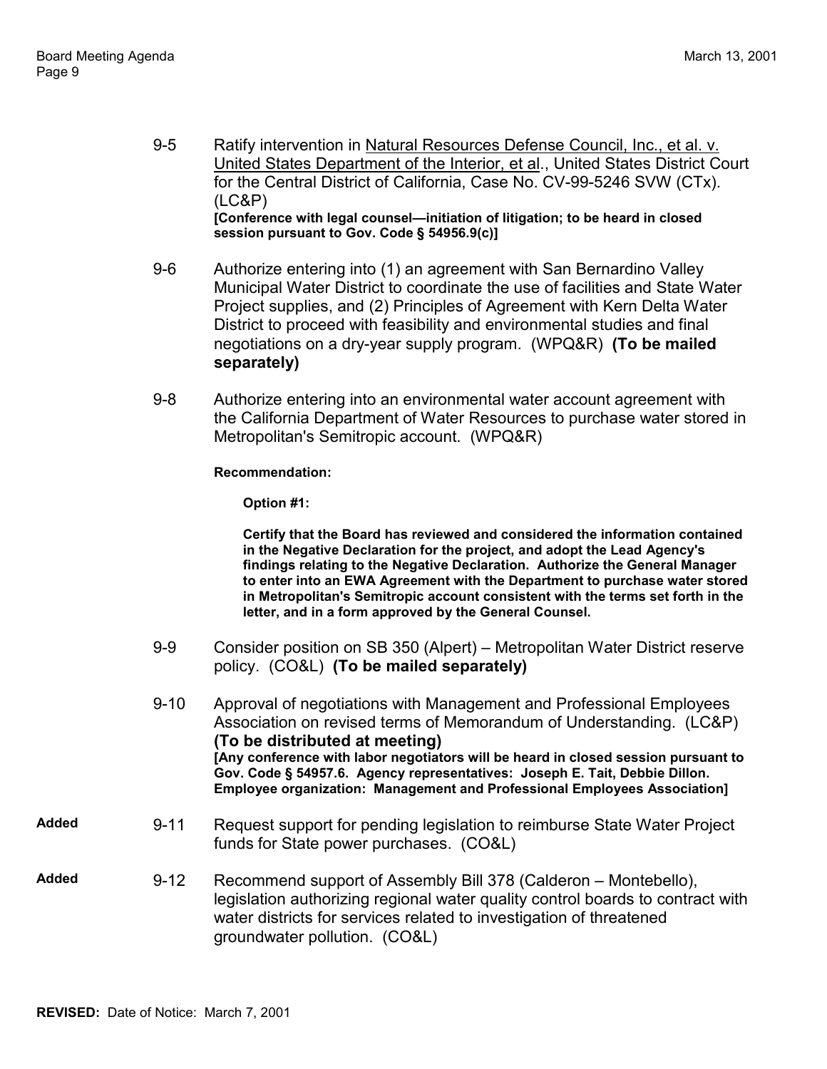9-5 Ratify intervention in Natural Resources Defense Council, Inc., et al. v. United States Department of the Interior, et al., United States District Court for the Central District of California, Case No. CV-99-5246 SVW (CTx). (LC&P)
**[Conference with legal counsel—initiation of litigation; to be heard in closed session pursuant to Gov. Code § 54956.9(c)]**

9-6 Authorize entering into (1) an agreement with San Bernardino Valley Municipal Water District to coordinate the use of facilities and State Water Project supplies, and (2) Principles of Agreement with Kern Delta Water District to proceed with feasibility and environmental studies and final negotiations on a dry-year supply program. (WPQ&R) **(To be mailed separately)**

9-8 Authorize entering into an environmental water account agreement with the California Department of Water Resources to purchase water stored in Metropolitan's Semitropic account. (WPQ&R)

**Recommendation:**

**Option #1:**

**Certify that the Board has reviewed and considered the information contained in the Negative Declaration for the project, and adopt the Lead Agency's findings relating to the Negative Declaration. Authorize the General Manager to enter into an EWA Agreement with the Department to purchase water stored in Metropolitan's Semitropic account consistent with the terms set forth in the letter, and in a form approved by the General Counsel.**

9-9 Consider position on SB 350 (Alpert) – Metropolitan Water District reserve policy. (CO&L) **(To be mailed separately)**

9-10 Approval of negotiations with Management and Professional Employees Association on revised terms of Memorandum of Understanding. (LC&P) **(To be distributed at meeting)**
**[Any conference with labor negotiators will be heard in closed session pursuant to Gov. Code § 54957.6. Agency representatives: Joseph E. Tait, Debbie Dillon. Employee organization: Management and Professional Employees Association]**

**Added** 9-11 Request support for pending legislation to reimburse State Water Project funds for State power purchases. (CO&L)

**Added** 9-12 Recommend support of Assembly Bill 378 (Calderon – Montebello), legislation authorizing regional water quality control boards to contract with water districts for services related to investigation of threatened groundwater pollution. (CO&L)

**REVISED:** Date of Notice: March 7, 2001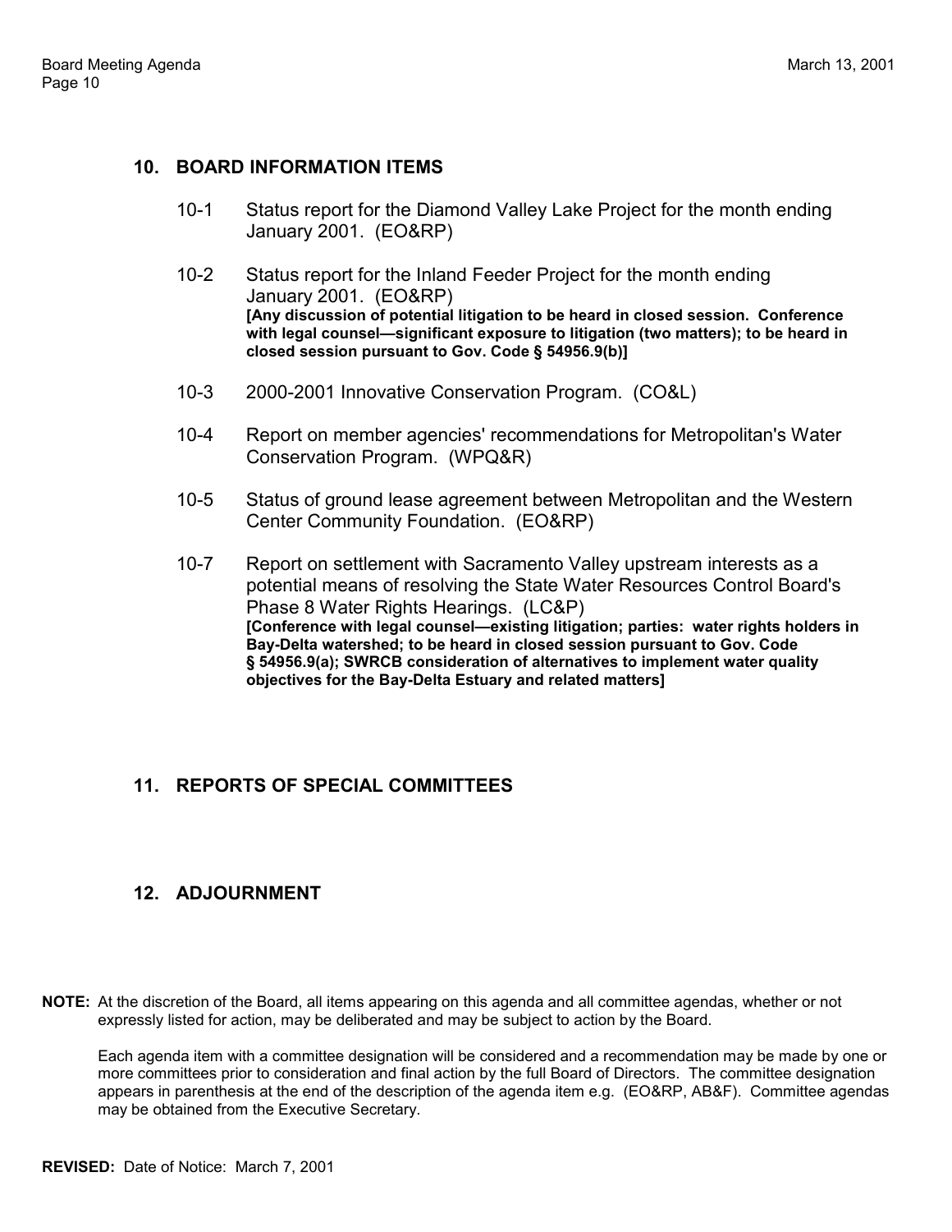## 10. BOARD INFORMATION ITEMS

10-1 Status report for the Diamond Valley Lake Project for the month ending January 2001. (EO&RP)

10-2 Status report for the Inland Feeder Project for the month ending January 2001. (EO&RP)
**[Any discussion of potential litigation to be heard in closed session. Conference with legal counsel—significant exposure to litigation (two matters); to be heard in closed session pursuant to Gov. Code § 54956.9(b)]**

10-3 2000-2001 Innovative Conservation Program. (CO&L)

10-4 Report on member agencies' recommendations for Metropolitan's Water Conservation Program. (WPQ&R)

10-5 Status of ground lease agreement between Metropolitan and the Western Center Community Foundation. (EO&RP)

10-7 Report on settlement with Sacramento Valley upstream interests as a potential means of resolving the State Water Resources Control Board's Phase 8 Water Rights Hearings. (LC&P)
**[Conference with legal counsel—existing litigation; parties: water rights holders in Bay-Delta watershed; to be heard in closed session pursuant to Gov. Code § 54956.9(a); SWRCB consideration of alternatives to implement water quality objectives for the Bay-Delta Estuary and related matters]**

## 11. REPORTS OF SPECIAL COMMITTEES

## 12. ADJOURNMENT

**NOTE:** At the discretion of the Board, all items appearing on this agenda and all committee agendas, whether or not expressly listed for action, may be deliberated and may be subject to action by the Board.

Each agenda item with a committee designation will be considered and a recommendation may be made by one or more committees prior to consideration and final action by the full Board of Directors. The committee designation appears in parenthesis at the end of the description of the agenda item e.g. (EO&RP, AB&F). Committee agendas may be obtained from the Executive Secretary.

**REVISED:** Date of Notice: March 7, 2001